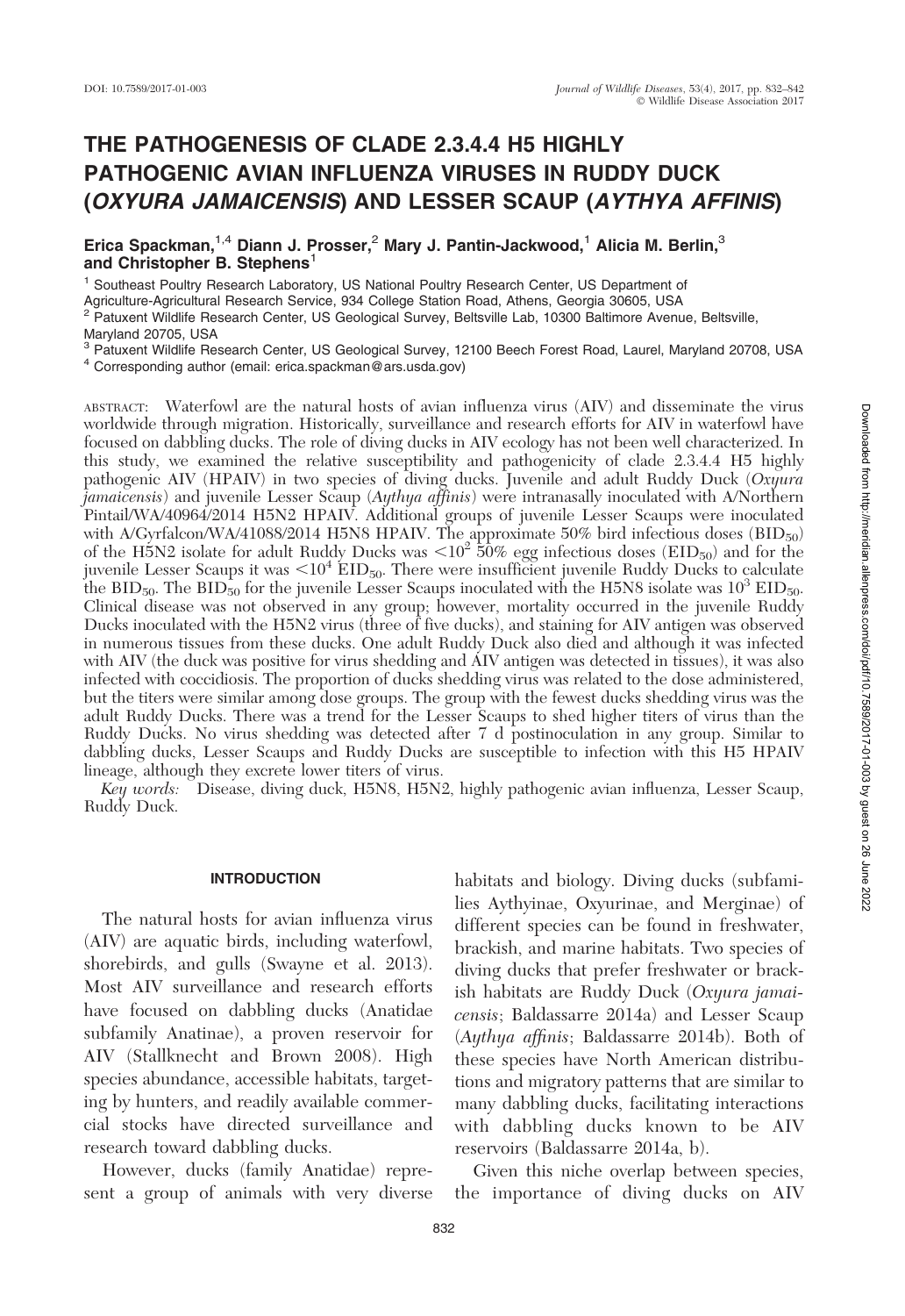# THE PATHOGENESIS OF CLADE 2.3.4.4 H5 HIGHLY PATHOGENIC AVIAN INFLUENZA VIRUSES IN RUDDY DUCK (*OXYURA JAMAICENSIS*) AND LESSER SCAUP (*AYTHYA AFFINIS*)

**Erica Spackman,[1,4] Diann J. Prosser,[2] Mary J. Pantin-Jackwood,[1] Alicia M. Berlin,[3] and Christopher B. Stephens[1]**

[1] Southeast Poultry Research Laboratory, US National Poultry Research Center, US Department of Agriculture-Agricultural Research Service, 934 College Station Road, Athens, Georgia 30605, USA
[2] Patuxent Wildlife Research Center, US Geological Survey, Beltsville Lab, 10300 Baltimore Avenue, Beltsville, Maryland 20705, USA
[3] Patuxent Wildlife Research Center, US Geological Survey, 12100 Beech Forest Road, Laurel, Maryland 20708, USA
[4] Corresponding author (email: erica.spackman@ars.usda.gov)

ABSTRACT: Waterfowl are the natural hosts of avian influenza virus (AIV) and disseminate the virus worldwide through migration. Historically, surveillance and research efforts for AIV in waterfowl have focused on dabbling ducks. The role of diving ducks in AIV ecology has not been well characterized. In this study, we examined the relative susceptibility and pathogenicity of clade 2.3.4.4 H5 highly pathogenic AIV (HPAIV) in two species of diving ducks. Juvenile and adult Ruddy Duck (*Oxyura jamaicensis*) and juvenile Lesser Scaup (*Aythya affinis*) were intranasally inoculated with A/Northern Pintail/WA/40964/2014 H5N2 HPAIV. Additional groups of juvenile Lesser Scaups were inoculated with A/Gyrfalcon/WA/41088/2014 H5N8 HPAIV. The approximate 50% bird infectious doses ($BID_{50}$) of the H5N2 isolate for adult Ruddy Ducks was $<10^2$ 50% egg infectious doses ($EID_{50}$) and for the juvenile Lesser Scaups it was $<10^4$ $EID_{50}$. There were insufficient juvenile Ruddy Ducks to calculate the $BID_{50}$. The $BID_{50}$ for the juvenile Lesser Scaups inoculated with the H5N8 isolate was $10^3$ $EID_{50}$. Clinical disease was not observed in any group; however, mortality occurred in the juvenile Ruddy Ducks inoculated with the H5N2 virus (three of five ducks), and staining for AIV antigen was observed in numerous tissues from these ducks. One adult Ruddy Duck also died and although it was infected with AIV (the duck was positive for virus shedding and AIV antigen was detected in tissues), it was also infected with coccidiosis. The proportion of ducks shedding virus was related to the dose administered, but the titers were similar among dose groups. The group with the fewest ducks shedding virus was the adult Ruddy Ducks. There was a trend for the Lesser Scaups to shed higher titers of virus than the Ruddy Ducks. No virus shedding was detected after 7 d postinoculation in any group. Similar to dabbling ducks, Lesser Scaups and Ruddy Ducks are susceptible to infection with this H5 HPAIV lineage, although they excrete lower titers of virus.

*Key words:* Disease, diving duck, H5N8, H5N2, highly pathogenic avian influenza, Lesser Scaup, Ruddy Duck.

## INTRODUCTION

The natural hosts for avian influenza virus (AIV) are aquatic birds, including waterfowl, shorebirds, and gulls (Swayne et al. 2013). Most AIV surveillance and research efforts have focused on dabbling ducks (Anatidae subfamily Anatinae), a proven reservoir for AIV (Stallknecht and Brown 2008). High species abundance, accessible habitats, targeting by hunters, and readily available commercial stocks have directed surveillance and research toward dabbling ducks.

However, ducks (family Anatidae) represent a group of animals with very diverse habitats and biology. Diving ducks (subfamilies Aythyinae, Oxyurinae, and Merginae) of different species can be found in freshwater, brackish, and marine habitats. Two species of diving ducks that prefer freshwater or brackish habitats are Ruddy Duck (*Oxyura jamaicensis*; Baldassarre 2014a) and Lesser Scaup (*Aythya affinis*; Baldassarre 2014b). Both of these species have North American distributions and migratory patterns that are similar to many dabbling ducks, facilitating interactions with dabbling ducks known to be AIV reservoirs (Baldassarre 2014a, b).

Given this niche overlap between species, the importance of diving ducks on AIV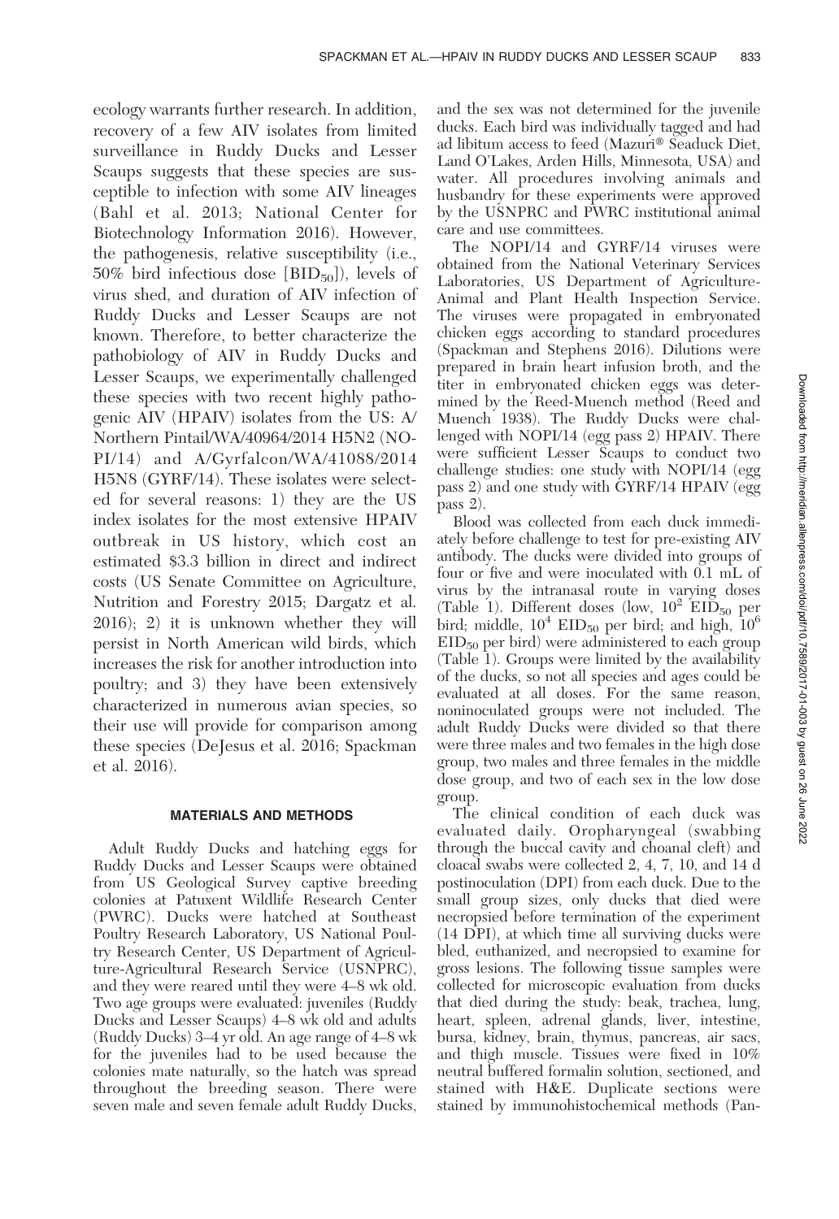ecology warrants further research. In addition, recovery of a few AIV isolates from limited surveillance in Ruddy Ducks and Lesser Scaups suggests that these species are susceptible to infection with some AIV lineages (Bahl et al. 2013; National Center for Biotechnology Information 2016). However, the pathogenesis, relative susceptibility (i.e., 50% bird infectious dose [$BID_{50}$]), levels of virus shed, and duration of AIV infection of Ruddy Ducks and Lesser Scaups are not known. Therefore, to better characterize the pathobiology of AIV in Ruddy Ducks and Lesser Scaups, we experimentally challenged these species with two recent highly pathogenic AIV (HPAIV) isolates from the US: A/Northern Pintail/WA/40964/2014 H5N2 (NOPI/14) and A/Gyrfalcon/WA/41088/2014 H5N8 (GYRF/14). These isolates were selected for several reasons: 1) they are the US index isolates for the most extensive HPAIV outbreak in US history, which cost an estimated \$3.3 billion in direct and indirect costs (US Senate Committee on Agriculture, Nutrition and Forestry 2015; Dargatz et al. 2016); 2) it is unknown whether they will persist in North American wild birds, which increases the risk for another introduction into poultry; and 3) they have been extensively characterized in numerous avian species, so their use will provide for comparison among these species (DeJesus et al. 2016; Spackman et al. 2016).

## MATERIALS AND METHODS

Adult Ruddy Ducks and hatching eggs for Ruddy Ducks and Lesser Scaups were obtained from US Geological Survey captive breeding colonies at Patuxent Wildlife Research Center (PWRC). Ducks were hatched at Southeast Poultry Research Laboratory, US National Poultry Research Center, US Department of Agriculture-Agricultural Research Service (USNPRC), and they were reared until they were 4–8 wk old. Two age groups were evaluated: juveniles (Ruddy Ducks and Lesser Scaups) 4–8 wk old and adults (Ruddy Ducks) 3–4 yr old. An age range of 4–8 wk for the juveniles had to be used because the colonies mate naturally, so the hatch was spread throughout the breeding season. There were seven male and seven female adult Ruddy Ducks, and the sex was not determined for the juvenile ducks. Each bird was individually tagged and had ad libitum access to feed (Mazuri® Seaduck Diet, Land O'Lakes, Arden Hills, Minnesota, USA) and water. All procedures involving animals and husbandry for these experiments were approved by the USNPRC and PWRC institutional animal care and use committees.

The NOPI/14 and GYRF/14 viruses were obtained from the National Veterinary Services Laboratories, US Department of Agriculture-Animal and Plant Health Inspection Service. The viruses were propagated in embryonated chicken eggs according to standard procedures (Spackman and Stephens 2016). Dilutions were prepared in brain heart infusion broth, and the titer in embryonated chicken eggs was determined by the Reed-Muench method (Reed and Muench 1938). The Ruddy Ducks were challenged with NOPI/14 (egg pass 2) HPAIV. There were sufficient Lesser Scaups to conduct two challenge studies: one study with NOPI/14 (egg pass 2) and one study with GYRF/14 HPAIV (egg pass 2).

Blood was collected from each duck immediately before challenge to test for pre-existing AIV antibody. The ducks were divided into groups of four or five and were inoculated with 0.1 mL of virus by the intranasal route in varying doses (Table 1). Different doses (low, $10^2$ $EID_{50}$ per bird; middle, $10^4$ $EID_{50}$ per bird; and high, $10^6$ $EID_{50}$ per bird) were administered to each group (Table 1). Groups were limited by the availability of the ducks, so not all species and ages could be evaluated at all doses. For the same reason, noninoculated groups were not included. The adult Ruddy Ducks were divided so that there were three males and two females in the high dose group, two males and three females in the middle dose group, and two of each sex in the low dose group.

The clinical condition of each duck was evaluated daily. Oropharyngeal (swabbing through the buccal cavity and choanal cleft) and cloacal swabs were collected 2, 4, 7, 10, and 14 d postinoculation (DPI) from each duck. Due to the small group sizes, only ducks that died were necropsied before termination of the experiment (14 DPI), at which time all surviving ducks were bled, euthanized, and necropsied to examine for gross lesions. The following tissue samples were collected for microscopic evaluation from ducks that died during the study: beak, trachea, lung, heart, spleen, adrenal glands, liver, intestine, bursa, kidney, brain, thymus, pancreas, air sacs, and thigh muscle. Tissues were fixed in 10% neutral buffered formalin solution, sectioned, and stained with H&E. Duplicate sections were stained by immunohistochemical methods (Pan-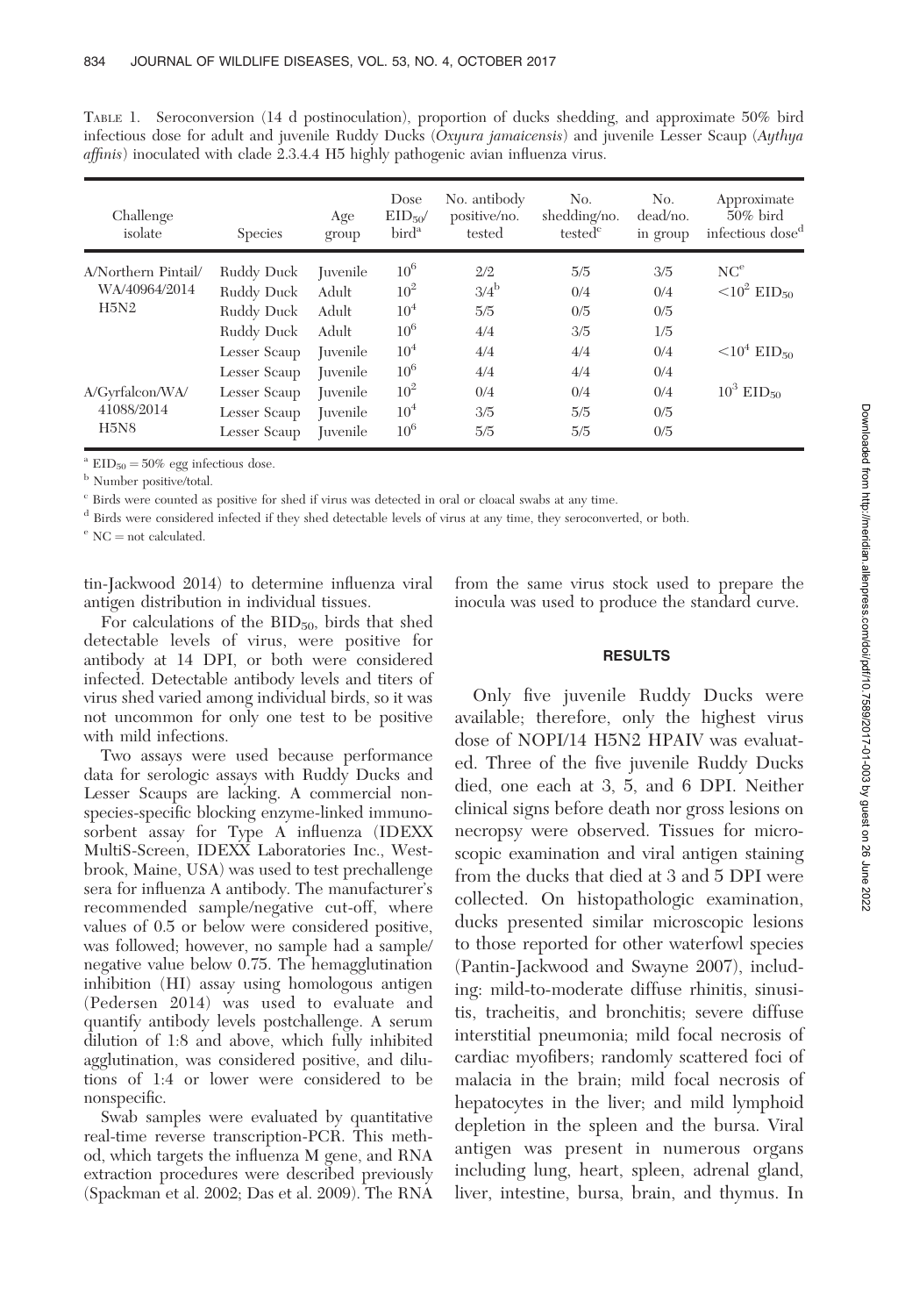TABLE 1. Seroconversion (14 d postinoculation), proportion of ducks shedding, and approximate 50% bird infectious dose for adult and juvenile Ruddy Ducks (*Oxyura jamaicensis*) and juvenile Lesser Scaup (*Aythya affinis*) inoculated with clade 2.3.4.4 H5 highly pathogenic avian influenza virus.

| Challenge isolate | Species | Age group | Dose $EID_{50}$/bird[a] | No. antibody positive/no. tested | No. shedding/no. tested[c] | No. dead/no. in group | Approximate 50% bird infectious dose[d] |
|---|---|---|---|---|---|---|---|
| A/Northern Pintail/ WA/40964/2014 H5N2 | Ruddy Duck | Juvenile | $10^6$ | 2/2 | 5/5 | 3/5 | NC[e] |
| | Ruddy Duck | Adult | $10^2$ | 3/4[b] | 0/4 | 0/4 | $<10^2$ $EID_{50}$ |
| | Ruddy Duck | Adult | $10^4$ | 5/5 | 0/5 | 0/5 | |
| | Ruddy Duck | Adult | $10^6$ | 4/4 | 3/5 | 1/5 | |
| | Lesser Scaup | Juvenile | $10^4$ | 4/4 | 4/4 | 0/4 | $<10^4$ $EID_{50}$ |
| | Lesser Scaup | Juvenile | $10^6$ | 4/4 | 4/4 | 0/4 | |
| A/Gyrfalcon/WA/ 41088/2014 H5N8 | Lesser Scaup | Juvenile | $10^2$ | 0/4 | 0/4 | 0/4 | $10^3$ $EID_{50}$ |
| | Lesser Scaup | Juvenile | $10^4$ | 3/5 | 5/5 | 0/5 | |
| | Lesser Scaup | Juvenile | $10^6$ | 5/5 | 5/5 | 0/5 | |

[a] $EID_{50}$ = 50% egg infectious dose.

[b] Number positive/total.

[c] Birds were counted as positive for shed if virus was detected in oral or cloacal swabs at any time.

[d] Birds were considered infected if they shed detectable levels of virus at any time, they seroconverted, or both.

[e] NC = not calculated.

tin-Jackwood 2014) to determine influenza viral antigen distribution in individual tissues.

For calculations of the $BID_{50}$, birds that shed detectable levels of virus, were positive for antibody at 14 DPI, or both were considered infected. Detectable antibody levels and titers of virus shed varied among individual birds, so it was not uncommon for only one test to be positive with mild infections.

Two assays were used because performance data for serologic assays with Ruddy Ducks and Lesser Scaups are lacking. A commercial non-species-specific blocking enzyme-linked immunosorbent assay for Type A influenza (IDEXX MultiS-Screen, IDEXX Laboratories Inc., Westbrook, Maine, USA) was used to test prechallenge sera for influenza A antibody. The manufacturer's recommended sample/negative cut-off, where values of 0.5 or below were considered positive, was followed; however, no sample had a sample/negative value below 0.75. The hemagglutination inhibition (HI) assay using homologous antigen (Pedersen 2014) was used to evaluate and quantify antibody levels postchallenge. A serum dilution of 1:8 and above, which fully inhibited agglutination, was considered positive, and dilutions of 1:4 or lower were considered to be nonspecific.

Swab samples were evaluated by quantitative real-time reverse transcription-PCR. This method, which targets the influenza M gene, and RNA extraction procedures were described previously (Spackman et al. 2002; Das et al. 2009). The RNA from the same virus stock used to prepare the inocula was used to produce the standard curve.

## RESULTS

Only five juvenile Ruddy Ducks were available; therefore, only the highest virus dose of NOPI/14 H5N2 HPAIV was evaluated. Three of the five juvenile Ruddy Ducks died, one each at 3, 5, and 6 DPI. Neither clinical signs before death nor gross lesions on necropsy were observed. Tissues for microscopic examination and viral antigen staining from the ducks that died at 3 and 5 DPI were collected. On histopathologic examination, ducks presented similar microscopic lesions to those reported for other waterfowl species (Pantin-Jackwood and Swayne 2007), including: mild-to-moderate diffuse rhinitis, sinusitis, tracheitis, and bronchitis; severe diffuse interstitial pneumonia; mild focal necrosis of cardiac myofibers; randomly scattered foci of malacia in the brain; mild focal necrosis of hepatocytes in the liver; and mild lymphoid depletion in the spleen and the bursa. Viral antigen was present in numerous organs including lung, heart, spleen, adrenal gland, liver, intestine, bursa, brain, and thymus. In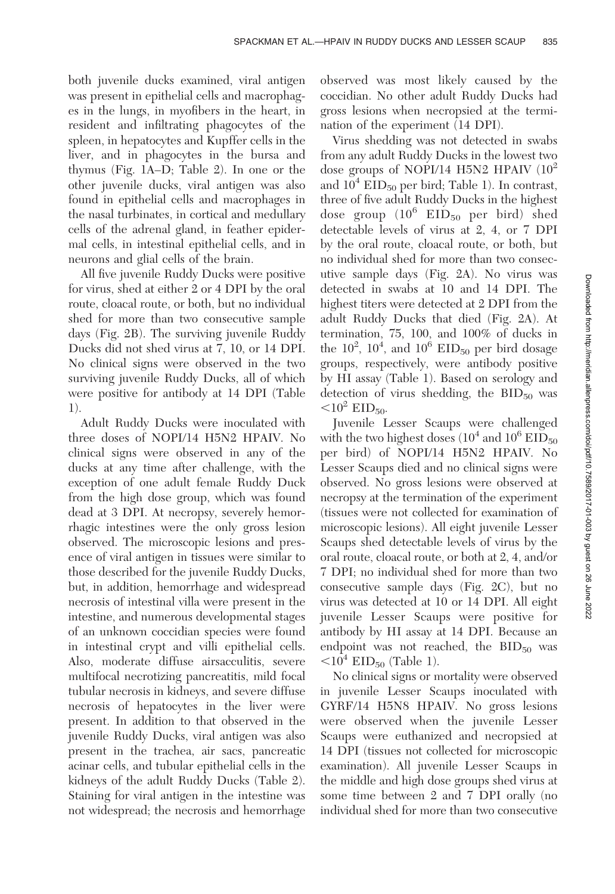both juvenile ducks examined, viral antigen was present in epithelial cells and macrophages in the lungs, in myofibers in the heart, in resident and infiltrating phagocytes of the spleen, in hepatocytes and Kupffer cells in the liver, and in phagocytes in the bursa and thymus (Fig. 1A–D; Table 2). In one or the other juvenile ducks, viral antigen was also found in epithelial cells and macrophages in the nasal turbinates, in cortical and medullary cells of the adrenal gland, in feather epidermal cells, in intestinal epithelial cells, and in neurons and glial cells of the brain.

All five juvenile Ruddy Ducks were positive for virus, shed at either 2 or 4 DPI by the oral route, cloacal route, or both, but no individual shed for more than two consecutive sample days (Fig. 2B). The surviving juvenile Ruddy Ducks did not shed virus at 7, 10, or 14 DPI. No clinical signs were observed in the two surviving juvenile Ruddy Ducks, all of which were positive for antibody at 14 DPI (Table 1).

Adult Ruddy Ducks were inoculated with three doses of NOPI/14 H5N2 HPAIV. No clinical signs were observed in any of the ducks at any time after challenge, with the exception of one adult female Ruddy Duck from the high dose group, which was found dead at 3 DPI. At necropsy, severely hemorrhagic intestines were the only gross lesion observed. The microscopic lesions and presence of viral antigen in tissues were similar to those described for the juvenile Ruddy Ducks, but, in addition, hemorrhage and widespread necrosis of intestinal villa were present in the intestine, and numerous developmental stages of an unknown coccidian species were found in intestinal crypt and villi epithelial cells. Also, moderate diffuse airsacculitis, severe multifocal necrotizing pancreatitis, mild focal tubular necrosis in kidneys, and severe diffuse necrosis of hepatocytes in the liver were present. In addition to that observed in the juvenile Ruddy Ducks, viral antigen was also present in the trachea, air sacs, pancreatic acinar cells, and tubular epithelial cells in the kidneys of the adult Ruddy Ducks (Table 2). Staining for viral antigen in the intestine was not widespread; the necrosis and hemorrhage observed was most likely caused by the coccidian. No other adult Ruddy Ducks had gross lesions when necropsied at the termination of the experiment (14 DPI).

Virus shedding was not detected in swabs from any adult Ruddy Ducks in the lowest two dose groups of NOPI/14 H5N2 HPAIV ($10^2$ and $10^4$ $EID_{50}$ per bird; Table 1). In contrast, three of five adult Ruddy Ducks in the highest dose group ($10^6$ $EID_{50}$ per bird) shed detectable levels of virus at 2, 4, or 7 DPI by the oral route, cloacal route, or both, but no individual shed for more than two consecutive sample days (Fig. 2A). No virus was detected in swabs at 10 and 14 DPI. The highest titers were detected at 2 DPI from the adult Ruddy Ducks that died (Fig. 2A). At termination, 75, 100, and 100% of ducks in the $10^2$, $10^4$, and $10^6$ $EID_{50}$ per bird dosage groups, respectively, were antibody positive by HI assay (Table 1). Based on serology and detection of virus shedding, the $BID_{50}$ was $<10^2$ $EID_{50}$.

Juvenile Lesser Scaups were challenged with the two highest doses ($10^4$ and $10^6$ $EID_{50}$ per bird) of NOPI/14 H5N2 HPAIV. No Lesser Scaups died and no clinical signs were observed. No gross lesions were observed at necropsy at the termination of the experiment (tissues were not collected for examination of microscopic lesions). All eight juvenile Lesser Scaups shed detectable levels of virus by the oral route, cloacal route, or both at 2, 4, and/or 7 DPI; no individual shed for more than two consecutive sample days (Fig. 2C), but no virus was detected at 10 or 14 DPI. All eight juvenile Lesser Scaups were positive for antibody by HI assay at 14 DPI. Because an endpoint was not reached, the $BID_{50}$ was $<10^4$ $EID_{50}$ (Table 1).

No clinical signs or mortality were observed in juvenile Lesser Scaups inoculated with GYRF/14 H5N8 HPAIV. No gross lesions were observed when the juvenile Lesser Scaups were euthanized and necropsied at 14 DPI (tissues not collected for microscopic examination). All juvenile Lesser Scaups in the middle and high dose groups shed virus at some time between 2 and 7 DPI orally (no individual shed for more than two consecutive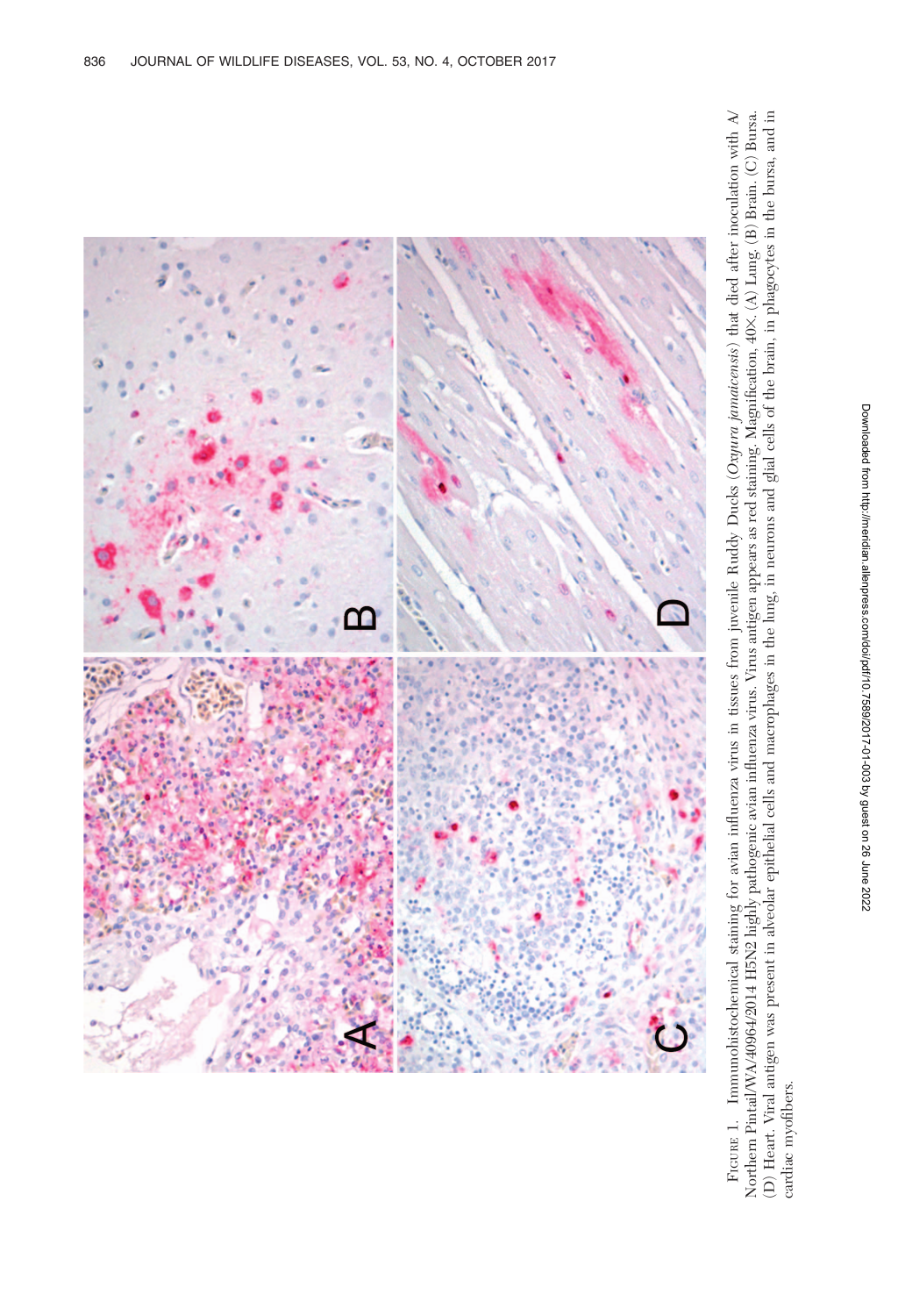Figure 1. Immunohistochemical staining for avian influenza virus in tissues from juvenile Ruddy Ducks (*Oxyura jamaicensis*) that died after inoculation with A/Northern Pintail/WA/40964/2014 H5N2 highly pathogenic avian influenza virus. Virus antigen appears as red staining. Magnification, 40×. (A) Lung. (B) Brain. (C) Bursa. (D) Heart. Viral antigen was present in alveolar epithelial cells and macrophages in the lung, in neurons and glial cells of the brain, in phagocytes in the bursa, and in cardiac myofibers.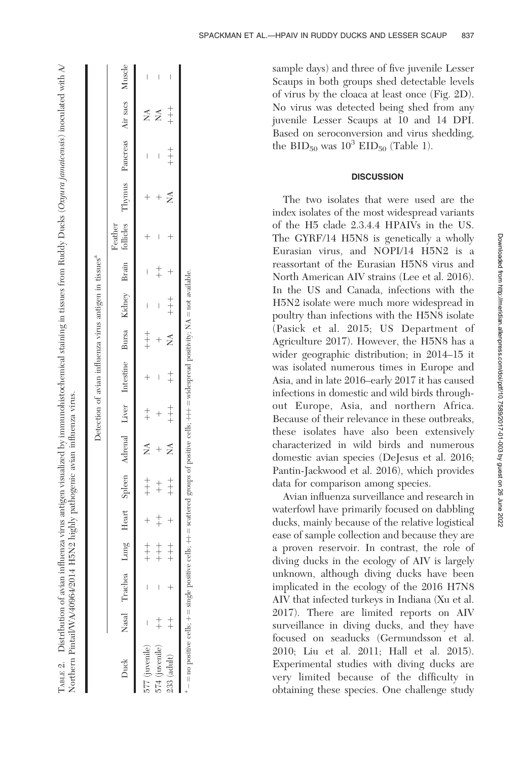TABLE 2. Distribution of avian influenza virus antigen visualized by immunohistochemical staining in tissues from Ruddy Ducks (*Oxyura jamaicensis*) inoculated with A/Northern Pintail/WA/40964/2014 H5N2 highly pathogenic avian influenza virus.

| Duck | Detection of avian influenza virus antigen in tissues[a] | | | | | | | | | | | | | | | | |
|---|---|---|---|---|---|---|---|---|---|---|---|---|---|---|---|---|---|
| | Nasal | Trachea | Lung | Heart | Spleen | Adrenal | Liver | Intestine | Bursa | Kidney | Brain | Feather follicles | Thymus | Pancreas | Air sacs | Muscle |
| 577 (juvenile) | – | – | +++ | + | +++ | NA | ++ | + | +++ | – | – | + | + | – | NA | – |
| 574 (juvenile) | ++ | – | +++ | ++ | ++ | + | + | – | + | – | ++ | – | + | – | NA | – |
| 233 (adult) | ++ | + | +++ | + | +++ | NA | +++ | ++ | NA | +++ | + | + | NA | +++ | +++ | – |

[a] – = no positive cells; + = single positive cells; ++ = scattered groups of positive cells; +++ = widespread positivity; NA = not available.

sample days) and three of five juvenile Lesser Scaups in both groups shed detectable levels of virus by the cloaca at least once (Fig. 2D). No virus was detected being shed from any juvenile Lesser Scaups at 10 and 14 DPI. Based on seroconversion and virus shedding, the $BID_{50}$ was $10^3$ $EID_{50}$ (Table 1).

## DISCUSSION

The two isolates that were used are the index isolates of the most widespread variants of the H5 clade 2.3.4.4 HPAIVs in the US. The GYRF/14 H5N8 is genetically a wholly Eurasian virus, and NOPI/14 H5N2 is a reassortant of the Eurasian H5N8 virus and North American AIV strains (Lee et al. 2016). In the US and Canada, infections with the H5N2 isolate were much more widespread in poultry than infections with the H5N8 isolate (Pasick et al. 2015; US Department of Agriculture 2017). However, the H5N8 has a wider geographic distribution; in 2014–15 it was isolated numerous times in Europe and Asia, and in late 2016–early 2017 it has caused infections in domestic and wild birds throughout Europe, Asia, and northern Africa. Because of their relevance in these outbreaks, these isolates have also been extensively characterized in wild birds and numerous domestic avian species (DeJesus et al. 2016; Pantin-Jackwood et al. 2016), which provides data for comparison among species.

Avian influenza surveillance and research in waterfowl have primarily focused on dabbling ducks, mainly because of the relative logistical ease of sample collection and because they are a proven reservoir. In contrast, the role of diving ducks in the ecology of AIV is largely unknown, although diving ducks have been implicated in the ecology of the 2016 H7N8 AIV that infected turkeys in Indiana (Xu et al. 2017). There are limited reports on AIV surveillance in diving ducks, and they have focused on seaducks (Germundsson et al. 2010; Liu et al. 2011; Hall et al. 2015). Experimental studies with diving ducks are very limited because of the difficulty in obtaining these species. One challenge study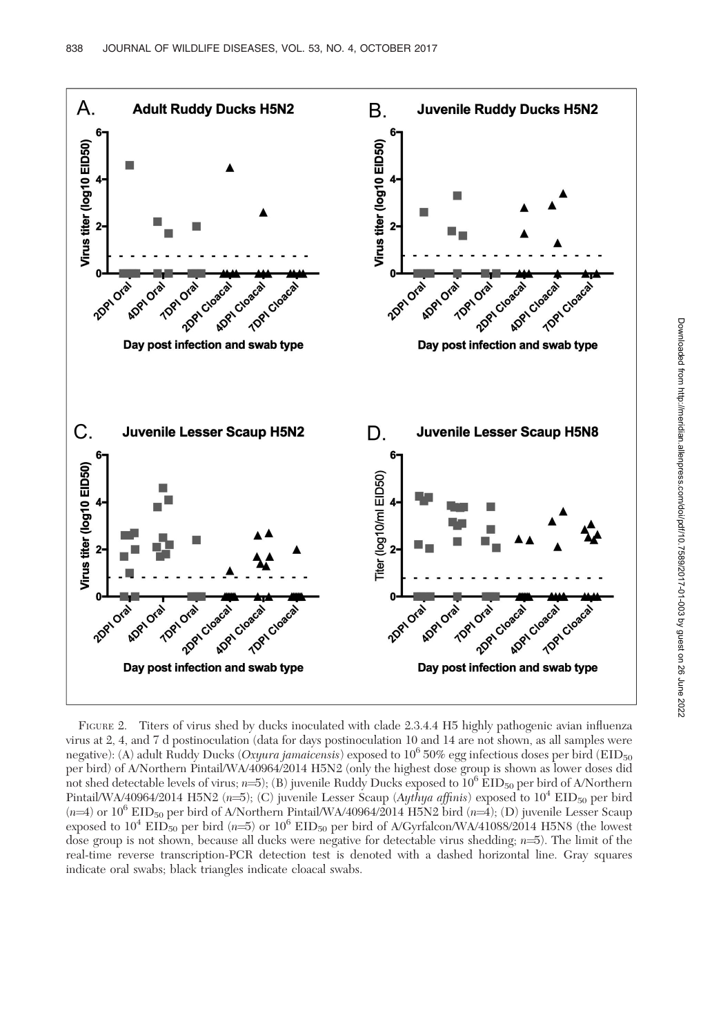FIGURE 2. Titers of virus shed by ducks inoculated with clade 2.3.4.4 H5 highly pathogenic avian influenza virus at 2, 4, and 7 d postinoculation (data for days postinoculation 10 and 14 are not shown, as all samples were negative): (A) adult Ruddy Ducks (*Oxyura jamaicensis*) exposed to $10^6$ 50% egg infectious doses per bird ($EID_{50}$ per bird) of A/Northern Pintail/WA/40964/2014 H5N2 (only the highest dose group is shown as lower doses did not shed detectable levels of virus; $n$=5); (B) juvenile Ruddy Ducks exposed to $10^6$ $EID_{50}$ per bird of A/Northern Pintail/WA/40964/2014 H5N2 ($n$=5); (C) juvenile Lesser Scaup (*Aythya affinis*) exposed to $10^4$ $EID_{50}$ per bird ($n$=4) or $10^6$ $EID_{50}$ per bird of A/Northern Pintail/WA/40964/2014 H5N2 bird ($n$=4); (D) juvenile Lesser Scaup exposed to $10^4$ $EID_{50}$ per bird ($n$=5) or $10^6$ $EID_{50}$ per bird of A/Gyrfalcon/WA/41088/2014 H5N8 (the lowest dose group is not shown, because all ducks were negative for detectable virus shedding; $n$=5). The limit of the real-time reverse transcription-PCR detection test is denoted with a dashed horizontal line. Gray squares indicate oral swabs; black triangles indicate cloacal swabs.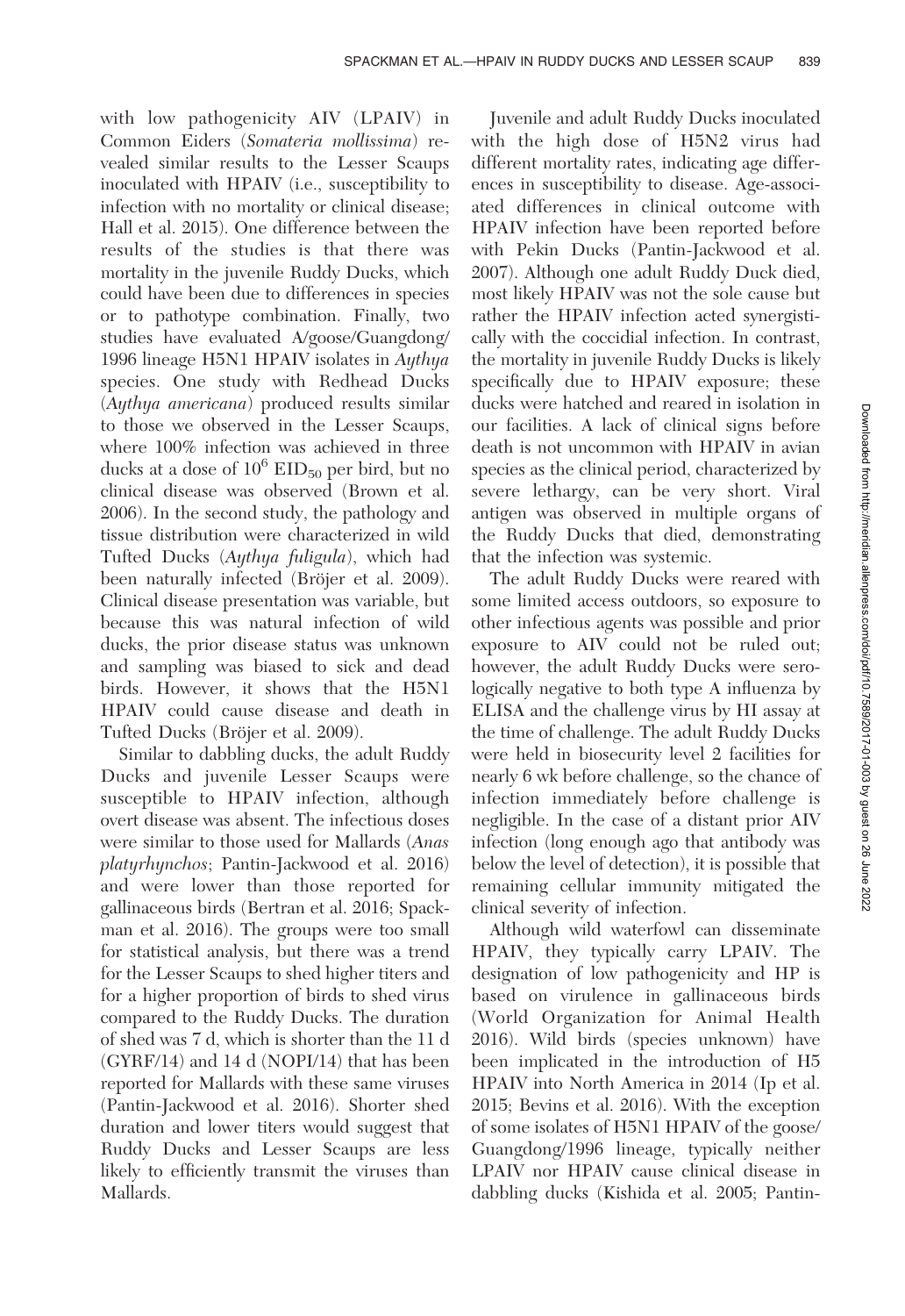with low pathogenicity AIV (LPAIV) in Common Eiders (*Somateria mollissima*) revealed similar results to the Lesser Scaups inoculated with HPAIV (i.e., susceptibility to infection with no mortality or clinical disease; Hall et al. 2015). One difference between the results of the studies is that there was mortality in the juvenile Ruddy Ducks, which could have been due to differences in species or to pathotype combination. Finally, two studies have evaluated A/goose/Guangdong/1996 lineage H5N1 HPAIV isolates in *Aythya* species. One study with Redhead Ducks (*Aythya americana*) produced results similar to those we observed in the Lesser Scaups, where 100% infection was achieved in three ducks at a dose of $10^6$ $EID_{50}$ per bird, but no clinical disease was observed (Brown et al. 2006). In the second study, the pathology and tissue distribution were characterized in wild Tufted Ducks (*Aythya fuligula*), which had been naturally infected (Bröjer et al. 2009). Clinical disease presentation was variable, but because this was natural infection of wild ducks, the prior disease status was unknown and sampling was biased to sick and dead birds. However, it shows that the H5N1 HPAIV could cause disease and death in Tufted Ducks (Bröjer et al. 2009).

Similar to dabbling ducks, the adult Ruddy Ducks and juvenile Lesser Scaups were susceptible to HPAIV infection, although overt disease was absent. The infectious doses were similar to those used for Mallards (*Anas platyrhynchos*; Pantin-Jackwood et al. 2016) and were lower than those reported for gallinaceous birds (Bertran et al. 2016; Spackman et al. 2016). The groups were too small for statistical analysis, but there was a trend for the Lesser Scaups to shed higher titers and for a higher proportion of birds to shed virus compared to the Ruddy Ducks. The duration of shed was 7 d, which is shorter than the 11 d (GYRF/14) and 14 d (NOPI/14) that has been reported for Mallards with these same viruses (Pantin-Jackwood et al. 2016). Shorter shed duration and lower titers would suggest that Ruddy Ducks and Lesser Scaups are less likely to efficiently transmit the viruses than Mallards.

Juvenile and adult Ruddy Ducks inoculated with the high dose of H5N2 virus had different mortality rates, indicating age differences in susceptibility to disease. Age-associated differences in clinical outcome with HPAIV infection have been reported before with Pekin Ducks (Pantin-Jackwood et al. 2007). Although one adult Ruddy Duck died, most likely HPAIV was not the sole cause but rather the HPAIV infection acted synergistically with the coccidial infection. In contrast, the mortality in juvenile Ruddy Ducks is likely specifically due to HPAIV exposure; these ducks were hatched and reared in isolation in our facilities. A lack of clinical signs before death is not uncommon with HPAIV in avian species as the clinical period, characterized by severe lethargy, can be very short. Viral antigen was observed in multiple organs of the Ruddy Ducks that died, demonstrating that the infection was systemic.

The adult Ruddy Ducks were reared with some limited access outdoors, so exposure to other infectious agents was possible and prior exposure to AIV could not be ruled out; however, the adult Ruddy Ducks were serologically negative to both type A influenza by ELISA and the challenge virus by HI assay at the time of challenge. The adult Ruddy Ducks were held in biosecurity level 2 facilities for nearly 6 wk before challenge, so the chance of infection immediately before challenge is negligible. In the case of a distant prior AIV infection (long enough ago that antibody was below the level of detection), it is possible that remaining cellular immunity mitigated the clinical severity of infection.

Although wild waterfowl can disseminate HPAIV, they typically carry LPAIV. The designation of low pathogenicity and HP is based on virulence in gallinaceous birds (World Organization for Animal Health 2016). Wild birds (species unknown) have been implicated in the introduction of H5 HPAIV into North America in 2014 (Ip et al. 2015; Bevins et al. 2016). With the exception of some isolates of H5N1 HPAIV of the goose/Guangdong/1996 lineage, typically neither LPAIV nor HPAIV cause clinical disease in dabbling ducks (Kishida et al. 2005; Pantin-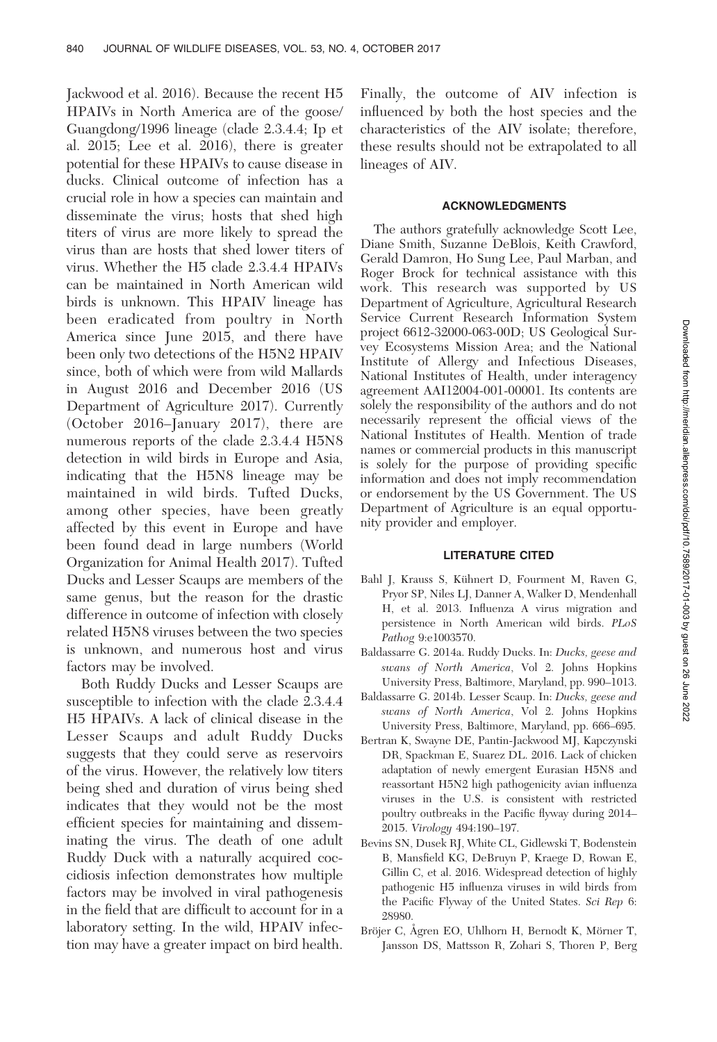Jackwood et al. 2016). Because the recent H5 HPAIVs in North America are of the goose/Guangdong/1996 lineage (clade 2.3.4.4; Ip et al. 2015; Lee et al. 2016), there is greater potential for these HPAIVs to cause disease in ducks. Clinical outcome of infection has a crucial role in how a species can maintain and disseminate the virus; hosts that shed high titers of virus are more likely to spread the virus than are hosts that shed lower titers of virus. Whether the H5 clade 2.3.4.4 HPAIVs can be maintained in North American wild birds is unknown. This HPAIV lineage has been eradicated from poultry in North America since June 2015, and there have been only two detections of the H5N2 HPAIV since, both of which were from wild Mallards in August 2016 and December 2016 (US Department of Agriculture 2017). Currently (October 2016–January 2017), there are numerous reports of the clade 2.3.4.4 H5N8 detection in wild birds in Europe and Asia, indicating that the H5N8 lineage may be maintained in wild birds. Tufted Ducks, among other species, have been greatly affected by this event in Europe and have been found dead in large numbers (World Organization for Animal Health 2017). Tufted Ducks and Lesser Scaups are members of the same genus, but the reason for the drastic difference in outcome of infection with closely related H5N8 viruses between the two species is unknown, and numerous host and virus factors may be involved.

Both Ruddy Ducks and Lesser Scaups are susceptible to infection with the clade 2.3.4.4 H5 HPAIVs. A lack of clinical disease in the Lesser Scaups and adult Ruddy Ducks suggests that they could serve as reservoirs of the virus. However, the relatively low titers being shed and duration of virus being shed indicates that they would not be the most efficient species for maintaining and disseminating the virus. The death of one adult Ruddy Duck with a naturally acquired coccidiosis infection demonstrates how multiple factors may be involved in viral pathogenesis in the field that are difficult to account for in a laboratory setting. In the wild, HPAIV infection may have a greater impact on bird health. Finally, the outcome of AIV infection is influenced by both the host species and the characteristics of the AIV isolate; therefore, these results should not be extrapolated to all lineages of AIV.

## ACKNOWLEDGMENTS

The authors gratefully acknowledge Scott Lee, Diane Smith, Suzanne DeBlois, Keith Crawford, Gerald Damron, Ho Sung Lee, Paul Marban, and Roger Brock for technical assistance with this work. This research was supported by US Department of Agriculture, Agricultural Research Service Current Research Information System project 6612-32000-063-00D; US Geological Survey Ecosystems Mission Area; and the National Institute of Allergy and Infectious Diseases, National Institutes of Health, under interagency agreement AAI12004-001-00001. Its contents are solely the responsibility of the authors and do not necessarily represent the official views of the National Institutes of Health. Mention of trade names or commercial products in this manuscript is solely for the purpose of providing specific information and does not imply recommendation or endorsement by the US Government. The US Department of Agriculture is an equal opportunity provider and employer.

## LITERATURE CITED

Bahl J, Krauss S, Kühnert D, Fourment M, Raven G, Pryor SP, Niles LJ, Danner A, Walker D, Mendenhall H, et al. 2013. Influenza A virus migration and persistence in North American wild birds. *PLoS Pathog* 9:e1003570.

Baldassarre G. 2014a. Ruddy Ducks. In: *Ducks, geese and swans of North America*, Vol 2. Johns Hopkins University Press, Baltimore, Maryland, pp. 990–1013.

Baldassarre G. 2014b. Lesser Scaup. In: *Ducks, geese and swans of North America*, Vol 2. Johns Hopkins University Press, Baltimore, Maryland, pp. 666–695.

Bertran K, Swayne DE, Pantin-Jackwood MJ, Kapczynski DR, Spackman E, Suarez DL. 2016. Lack of chicken adaptation of newly emergent Eurasian H5N8 and reassortant H5N2 high pathogenicity avian influenza viruses in the U.S. is consistent with restricted poultry outbreaks in the Pacific flyway during 2014–2015. *Virology* 494:190–197.

Bevins SN, Dusek RJ, White CL, Gidlewski T, Bodenstein B, Mansfield KG, DeBruyn P, Kraege D, Rowan E, Gillin C, et al. 2016. Widespread detection of highly pathogenic H5 influenza viruses in wild birds from the Pacific Flyway of the United States. *Sci Rep* 6: 28980.

Bröjer C, Ågren EO, Uhlhorn H, Bernodt K, Mörner T, Jansson DS, Mattsson R, Zohari S, Thoren P, Berg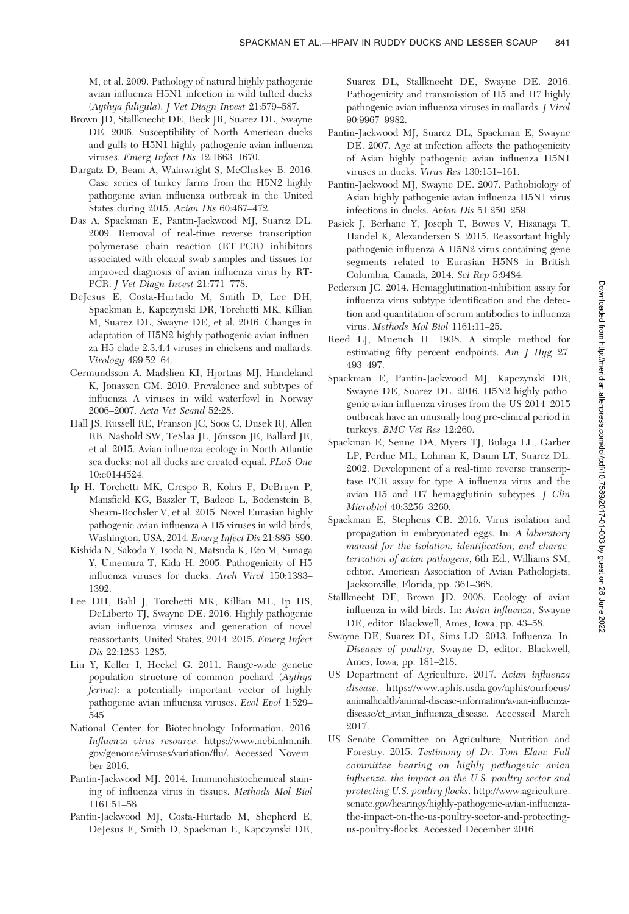M, et al. 2009. Pathology of natural highly pathogenic avian influenza H5N1 infection in wild tufted ducks (*Aythya fuligula*). *J Vet Diagn Invest* 21:579–587.

Brown JD, Stallknecht DE, Beck JR, Suarez DL, Swayne DE. 2006. Susceptibility of North American ducks and gulls to H5N1 highly pathogenic avian influenza viruses. *Emerg Infect Dis* 12:1663–1670.

Dargatz D, Beam A, Wainwright S, McCluskey B. 2016. Case series of turkey farms from the H5N2 highly pathogenic avian influenza outbreak in the United States during 2015. *Avian Dis* 60:467–472.

Das A, Spackman E, Pantin-Jackwood MJ, Suarez DL. 2009. Removal of real-time reverse transcription polymerase chain reaction (RT-PCR) inhibitors associated with cloacal swab samples and tissues for improved diagnosis of avian influenza virus by RT-PCR. *J Vet Diagn Invest* 21:771–778.

DeJesus E, Costa-Hurtado M, Smith D, Lee DH, Spackman E, Kapczynski DR, Torchetti MK, Killian M, Suarez DL, Swayne DE, et al. 2016. Changes in adaptation of H5N2 highly pathogenic avian influenza H5 clade 2.3.4.4 viruses in chickens and mallards. *Virology* 499:52–64.

Germundsson A, Madslien KI, Hjortaas MJ, Handeland K, Jonassen CM. 2010. Prevalence and subtypes of influenza A viruses in wild waterfowl in Norway 2006–2007. *Acta Vet Scand* 52:28.

Hall JS, Russell RE, Franson JC, Soos C, Dusek RJ, Allen RB, Nashold SW, TeSlaa JL, Jónsson JE, Ballard JR, et al. 2015. Avian influenza ecology in North Atlantic sea ducks: not all ducks are created equal. *PLoS One* 10:e0144524.

Ip H, Torchetti MK, Crespo R, Kohrs P, DeBruyn P, Mansfield KG, Baszler T, Badcoe L, Bodenstein B, Shearn-Bochsler V, et al. 2015. Novel Eurasian highly pathogenic avian influenza A H5 viruses in wild birds, Washington, USA, 2014. *Emerg Infect Dis* 21:886–890.

Kishida N, Sakoda Y, Isoda N, Matsuda K, Eto M, Sunaga Y, Umemura T, Kida H. 2005. Pathogenicity of H5 influenza viruses for ducks. *Arch Virol* 150:1383–1392.

Lee DH, Bahl J, Torchetti MK, Killian ML, Ip HS, DeLiberto TJ, Swayne DE. 2016. Highly pathogenic avian influenza viruses and generation of novel reassortants, United States, 2014–2015. *Emerg Infect Dis* 22:1283–1285.

Liu Y, Keller I, Heckel G. 2011. Range-wide genetic population structure of common pochard (*Aythya ferina*): a potentially important vector of highly pathogenic avian influenza viruses. *Ecol Evol* 1:529–545.

National Center for Biotechnology Information. 2016. *Influenza virus resource*. https://www.ncbi.nlm.nih.gov/genome/viruses/variation/flu/. Accessed November 2016.

Pantin-Jackwood MJ. 2014. Immunohistochemical staining of influenza virus in tissues. *Methods Mol Biol* 1161:51–58.

Pantin-Jackwood MJ, Costa-Hurtado M, Shepherd E, DeJesus E, Smith D, Spackman E, Kapczynski DR, Suarez DL, Stallknecht DE, Swayne DE. 2016. Pathogenicity and transmission of H5 and H7 highly pathogenic avian influenza viruses in mallards. *J Virol* 90:9967–9982.

Pantin-Jackwood MJ, Suarez DL, Spackman E, Swayne DE. 2007. Age at infection affects the pathogenicity of Asian highly pathogenic avian influenza H5N1 viruses in ducks. *Virus Res* 130:151–161.

Pantin-Jackwood MJ, Swayne DE. 2007. Pathobiology of Asian highly pathogenic avian influenza H5N1 virus infections in ducks. *Avian Dis* 51:250–259.

Pasick J, Berhane Y, Joseph T, Bowes V, Hisanaga T, Handel K, Alexandersen S. 2015. Reassortant highly pathogenic influenza A H5N2 virus containing gene segments related to Eurasian H5N8 in British Columbia, Canada, 2014. *Sci Rep* 5:9484.

Pedersen JC. 2014. Hemagglutination-inhibition assay for influenza virus subtype identification and the detection and quantitation of serum antibodies to influenza virus. *Methods Mol Biol* 1161:11–25.

Reed LJ, Muench H. 1938. A simple method for estimating fifty percent endpoints. *Am J Hyg* 27: 493–497.

Spackman E, Pantin-Jackwood MJ, Kapczynski DR, Swayne DE, Suarez DL. 2016. H5N2 highly pathogenic avian influenza viruses from the US 2014–2015 outbreak have an unusually long pre-clinical period in turkeys. *BMC Vet Res* 12:260.

Spackman E, Senne DA, Myers TJ, Bulaga LL, Garber LP, Perdue ML, Lohman K, Daum LT, Suarez DL. 2002. Development of a real-time reverse transcriptase PCR assay for type A influenza virus and the avian H5 and H7 hemagglutinin subtypes. *J Clin Microbiol* 40:3256–3260.

Spackman E, Stephens CB. 2016. Virus isolation and propagation in embryonated eggs. In: *A laboratory manual for the isolation, identification, and characterization of avian pathogens*, 6th Ed., Williams SM, editor. American Association of Avian Pathologists, Jacksonville, Florida, pp. 361–368.

Stallknecht DE, Brown JD. 2008. Ecology of avian influenza in wild birds. In: *Avian influenza*, Swayne DE, editor. Blackwell, Ames, Iowa, pp. 43–58.

Swayne DE, Suarez DL, Sims LD. 2013. Influenza. In: *Diseases of poultry*, Swayne D, editor. Blackwell, Ames, Iowa, pp. 181–218.

US Department of Agriculture. 2017. *Avian influenza disease*. https://www.aphis.usda.gov/aphis/ourfocus/animalhealth/animal-disease-information/avian-influenza-disease/ct_avian_influenza_disease. Accessed March 2017.

US Senate Committee on Agriculture, Nutrition and Forestry. 2015. *Testimony of Dr. Tom Elam: Full committee hearing on highly pathogenic avian influenza: the impact on the U.S. poultry sector and protecting U.S. poultry flocks*. http://www.agriculture.senate.gov/hearings/highly-pathogenic-avian-influenza-the-impact-on-the-us-poultry-sector-and-protecting-us-poultry-flocks. Accessed December 2016.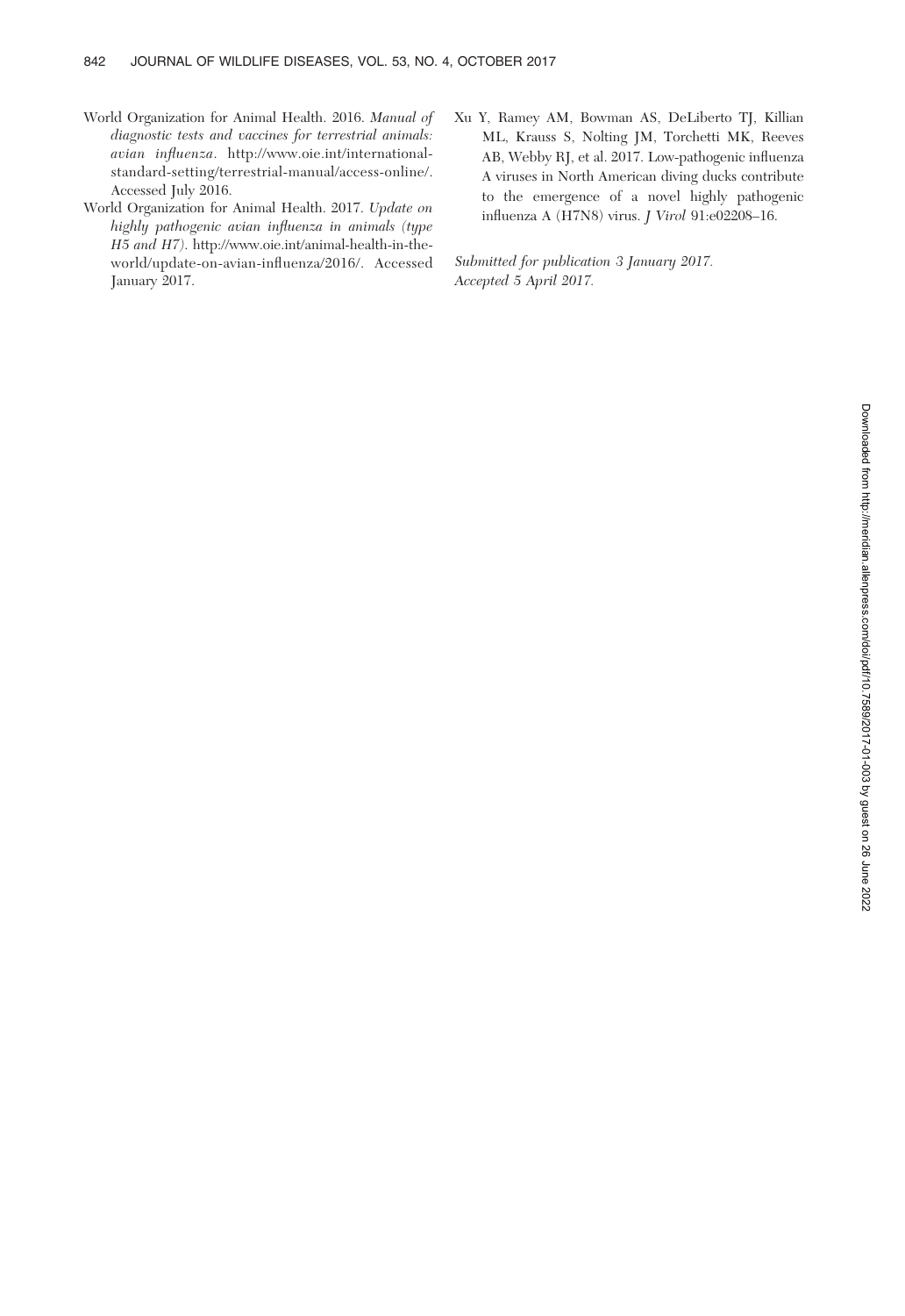World Organization for Animal Health. 2016. *Manual of diagnostic tests and vaccines for terrestrial animals: avian influenza*. http://www.oie.int/international-standard-setting/terrestrial-manual/access-online/. Accessed July 2016.

World Organization for Animal Health. 2017. *Update on highly pathogenic avian influenza in animals (type H5 and H7)*. http://www.oie.int/animal-health-in-the-world/update-on-avian-influenza/2016/. Accessed January 2017.

Xu Y, Ramey AM, Bowman AS, DeLiberto TJ, Killian ML, Krauss S, Nolting JM, Torchetti MK, Reeves AB, Webby RJ, et al. 2017. Low-pathogenic influenza A viruses in North American diving ducks contribute to the emergence of a novel highly pathogenic influenza A (H7N8) virus. *J Virol* 91:e02208–16.

*Submitted for publication 3 January 2017.*
*Accepted 5 April 2017.*